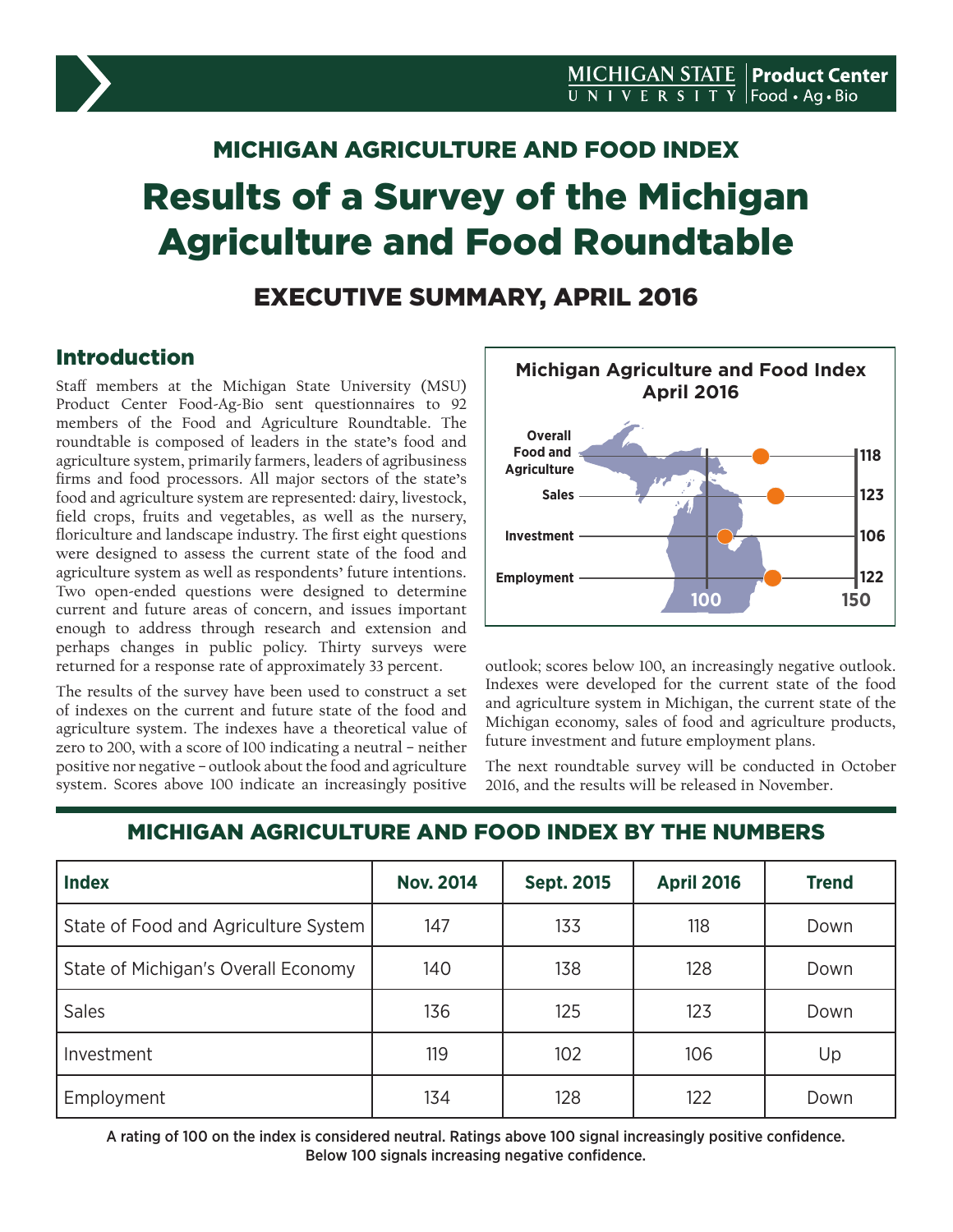# MICHIGAN AGRICULTURE AND FOOD INDEX

# Results of a Survey of the Michigan Agriculture and Food Roundtable

## EXECUTIVE SUMMARY, APRIL 2016

## Introduction

Staff members at the Michigan State University (MSU) Product Center Food-Ag-Bio sent questionnaires to 92 members of the Food and Agriculture Roundtable. The roundtable is composed of leaders in the state's food and agriculture system, primarily farmers, leaders of agribusiness firms and food processors. All major sectors of the state's food and agriculture system are represented: dairy, livestock, field crops, fruits and vegetables, as well as the nursery, floriculture and landscape industry. The first eight questions were designed to assess the current state of the food and agriculture system as well as respondents' future intentions. Two open-ended questions were designed to determine current and future areas of concern, and issues important enough to address through research and extension and perhaps changes in public policy. Thirty surveys were returned for a response rate of approximately 33 percent.

The results of the survey have been used to construct a set of indexes on the current and future state of the food and agriculture system. The indexes have a theoretical value of zero to 200, with a score of 100 indicating a neutral – neither positive nor negative – outlook about the food and agriculture system. Scores above 100 indicate an increasingly positive outlook; scores below 100, an increasingly negative outlook. Indexes were developed for the current state of the food and agriculture system in Michigan, the current state of the Michigan economy, sales of food and agriculture products, future investment and future employment plans.

The next roundtable survey will be conducted in October 2016, and the results will be released in November.

**Michigan Agriculture and Food Index April 2016**

| Index | Value |
|---|---|
| Overall Food and Agriculture | 118 |
| Sales | 123 |
| Investment | 106 |
| Employment | 122 |

(Scale: 100 to 150)

## MICHIGAN AGRICULTURE AND FOOD INDEX BY THE NUMBERS

| Index | Nov. 2014 | Sept. 2015 | April 2016 | Trend |
|---|---|---|---|---|
| State of Food and Agriculture System | 147 | 133 | 118 | Down |
| State of Michigan's Overall Economy | 140 | 138 | 128 | Down |
| Sales | 136 | 125 | 123 | Down |
| Investment | 119 | 102 | 106 | Up |
| Employment | 134 | 128 | 122 | Down |

A rating of 100 on the index is considered neutral. Ratings above 100 signal increasingly positive confidence. Below 100 signals increasing negative confidence.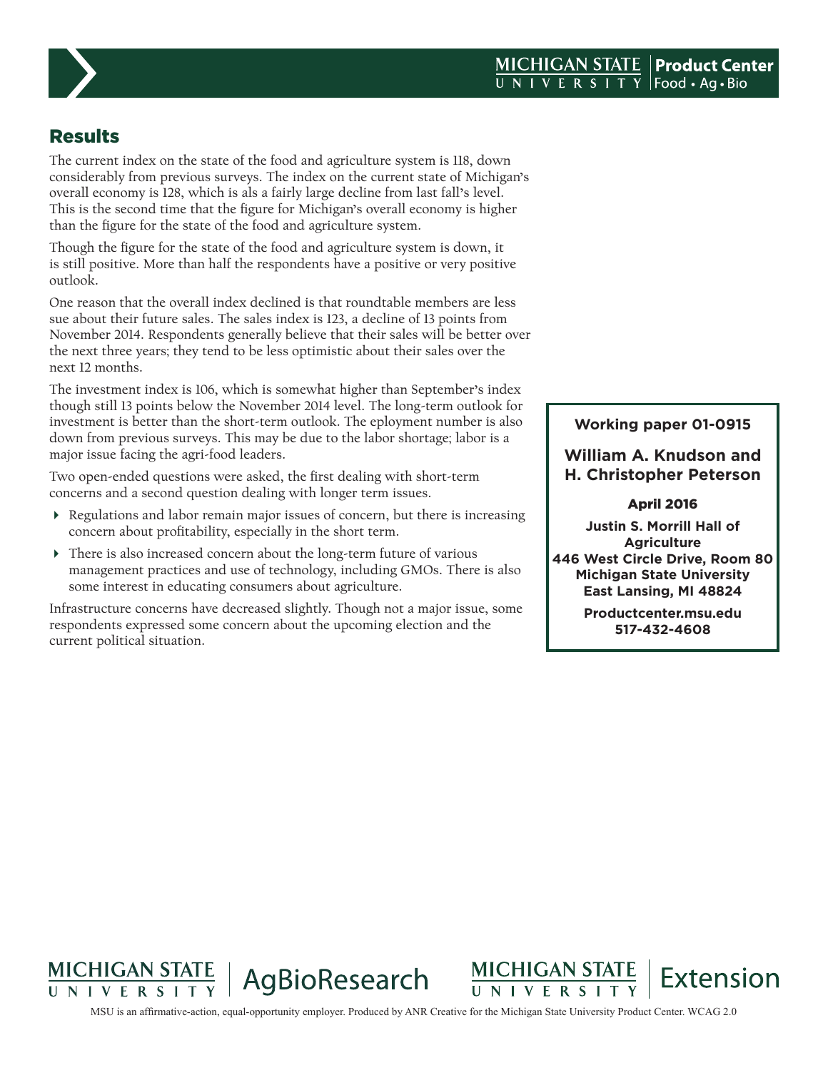## Results

The current index on the state of the food and agriculture system is 118, down considerably from previous surveys. The index on the current state of Michigan's overall economy is 128, which is als a fairly large decline from last fall's level. This is the second time that the figure for Michigan's overall economy is higher than the figure for the state of the food and agriculture system.

Though the figure for the state of the food and agriculture system is down, it is still positive. More than half the respondents have a positive or very positive outlook.

One reason that the overall index declined is that roundtable members are less sue about their future sales. The sales index is 123, a decline of 13 points from November 2014. Respondents generally believe that their sales will be better over the next three years; they tend to be less optimistic about their sales over the next 12 months.

The investment index is 106, which is somewhat higher than September's index though still 13 points below the November 2014 level. The long-term outlook for investment is better than the short-term outlook. The eployment number is also down from previous surveys. This may be due to the labor shortage; labor is a major issue facing the agri-food leaders.

Two open-ended questions were asked, the first dealing with short-term concerns and a second question dealing with longer term issues.

- Regulations and labor remain major issues of concern, but there is increasing concern about profitability, especially in the short term.
- There is also increased concern about the long-term future of various management practices and use of technology, including GMOs. There is also some interest in educating consumers about agriculture.

Infrastructure concerns have decreased slightly. Though not a major issue, some respondents expressed some concern about the upcoming election and the current political situation.

**Working paper 01-0915**

**William A. Knudson and H. Christopher Peterson**

**April 2016**

**Justin S. Morrill Hall of Agriculture**
**446 West Circle Drive, Room 80**
**Michigan State University**
**East Lansing, MI 48824**

**Productcenter.msu.edu**
**517-432-4608**

MSU is an affirmative-action, equal-opportunity employer. Produced by ANR Creative for the Michigan State University Product Center. WCAG 2.0